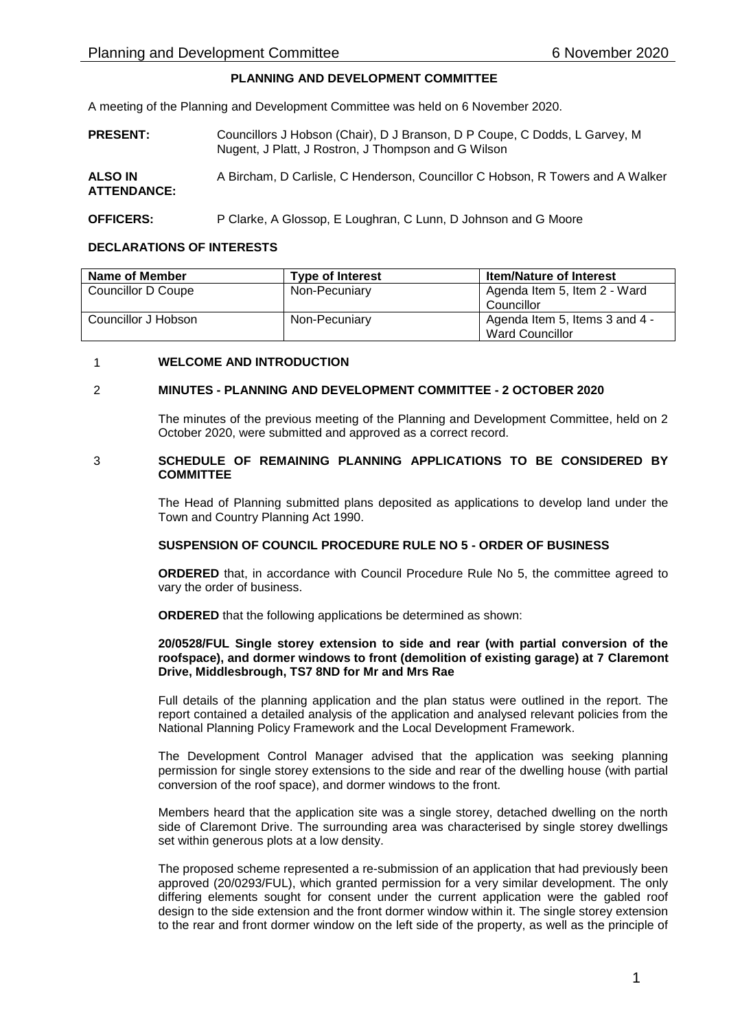# PLANNING AND DEVELOPMENT COMMITTEE

A meeting of the Planning and Development Committee was held on 6 November 2020.

**PRESENT:** Councillors J Hobson (Chair), D J Branson, D P Coupe, C Dodds, L Garvey, M Nugent, J Platt, J Rostron, J Thompson and G Wilson

**ALSO IN ATTENDANCE:** A Bircham, D Carlisle, C Henderson, Councillor C Hobson, R Towers and A Walker

**OFFICERS:** P Clarke, A Glossop, E Loughran, C Lunn, D Johnson and G Moore

## DECLARATIONS OF INTERESTS

| Name of Member | Type of Interest | Item/Nature of Interest |
|---|---|---|
| Councillor D Coupe | Non-Pecuniary | Agenda Item 5, Item 2 - Ward Councillor |
| Councillor J Hobson | Non-Pecuniary | Agenda Item 5, Items 3 and 4 - Ward Councillor |

## 1 WELCOME AND INTRODUCTION

## 2 MINUTES - PLANNING AND DEVELOPMENT COMMITTEE - 2 OCTOBER 2020

The minutes of the previous meeting of the Planning and Development Committee, held on 2 October 2020, were submitted and approved as a correct record.

## 3 SCHEDULE OF REMAINING PLANNING APPLICATIONS TO BE CONSIDERED BY COMMITTEE

The Head of Planning submitted plans deposited as applications to develop land under the Town and Country Planning Act 1990.

### SUSPENSION OF COUNCIL PROCEDURE RULE NO 5 - ORDER OF BUSINESS

**ORDERED** that, in accordance with Council Procedure Rule No 5, the committee agreed to vary the order of business.

**ORDERED** that the following applications be determined as shown:

**20/0528/FUL Single storey extension to side and rear (with partial conversion of the roofspace), and dormer windows to front (demolition of existing garage) at 7 Claremont Drive, Middlesbrough, TS7 8ND for Mr and Mrs Rae**

Full details of the planning application and the plan status were outlined in the report. The report contained a detailed analysis of the application and analysed relevant policies from the National Planning Policy Framework and the Local Development Framework.

The Development Control Manager advised that the application was seeking planning permission for single storey extensions to the side and rear of the dwelling house (with partial conversion of the roof space), and dormer windows to the front.

Members heard that the application site was a single storey, detached dwelling on the north side of Claremont Drive. The surrounding area was characterised by single storey dwellings set within generous plots at a low density.

The proposed scheme represented a re-submission of an application that had previously been approved (20/0293/FUL), which granted permission for a very similar development. The only differing elements sought for consent under the current application were the gabled roof design to the side extension and the front dormer window within it. The single storey extension to the rear and front dormer window on the left side of the property, as well as the principle of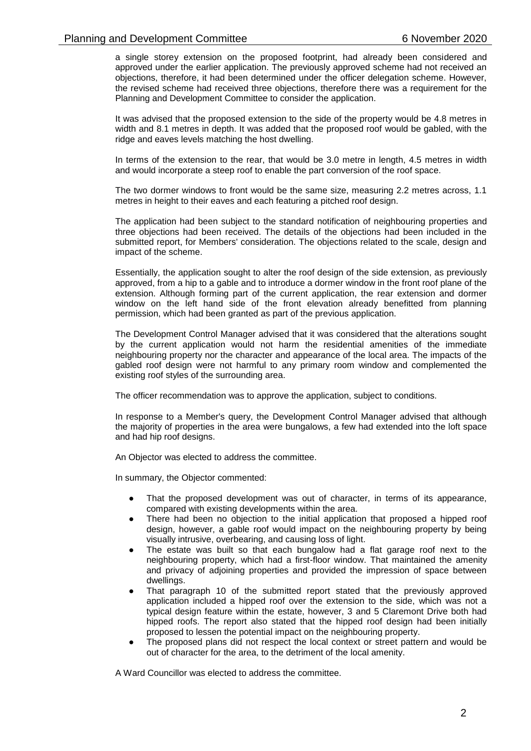a single storey extension on the proposed footprint, had already been considered and approved under the earlier application. The previously approved scheme had not received an objections, therefore, it had been determined under the officer delegation scheme. However, the revised scheme had received three objections, therefore there was a requirement for the Planning and Development Committee to consider the application.

It was advised that the proposed extension to the side of the property would be 4.8 metres in width and 8.1 metres in depth. It was added that the proposed roof would be gabled, with the ridge and eaves levels matching the host dwelling.

In terms of the extension to the rear, that would be 3.0 metre in length, 4.5 metres in width and would incorporate a steep roof to enable the part conversion of the roof space.

The two dormer windows to front would be the same size, measuring 2.2 metres across, 1.1 metres in height to their eaves and each featuring a pitched roof design.

The application had been subject to the standard notification of neighbouring properties and three objections had been received. The details of the objections had been included in the submitted report, for Members' consideration. The objections related to the scale, design and impact of the scheme.

Essentially, the application sought to alter the roof design of the side extension, as previously approved, from a hip to a gable and to introduce a dormer window in the front roof plane of the extension. Although forming part of the current application, the rear extension and dormer window on the left hand side of the front elevation already benefitted from planning permission, which had been granted as part of the previous application.

The Development Control Manager advised that it was considered that the alterations sought by the current application would not harm the residential amenities of the immediate neighbouring property nor the character and appearance of the local area. The impacts of the gabled roof design were not harmful to any primary room window and complemented the existing roof styles of the surrounding area.

The officer recommendation was to approve the application, subject to conditions.

In response to a Member's query, the Development Control Manager advised that although the majority of properties in the area were bungalows, a few had extended into the loft space and had hip roof designs.

An Objector was elected to address the committee.

In summary, the Objector commented:

- That the proposed development was out of character, in terms of its appearance, compared with existing developments within the area.
- There had been no objection to the initial application that proposed a hipped roof design, however, a gable roof would impact on the neighbouring property by being visually intrusive, overbearing, and causing loss of light.
- The estate was built so that each bungalow had a flat garage roof next to the neighbouring property, which had a first-floor window. That maintained the amenity and privacy of adjoining properties and provided the impression of space between dwellings.
- That paragraph 10 of the submitted report stated that the previously approved application included a hipped roof over the extension to the side, which was not a typical design feature within the estate, however, 3 and 5 Claremont Drive both had hipped roofs. The report also stated that the hipped roof design had been initially proposed to lessen the potential impact on the neighbouring property.
- The proposed plans did not respect the local context or street pattern and would be out of character for the area, to the detriment of the local amenity.

A Ward Councillor was elected to address the committee.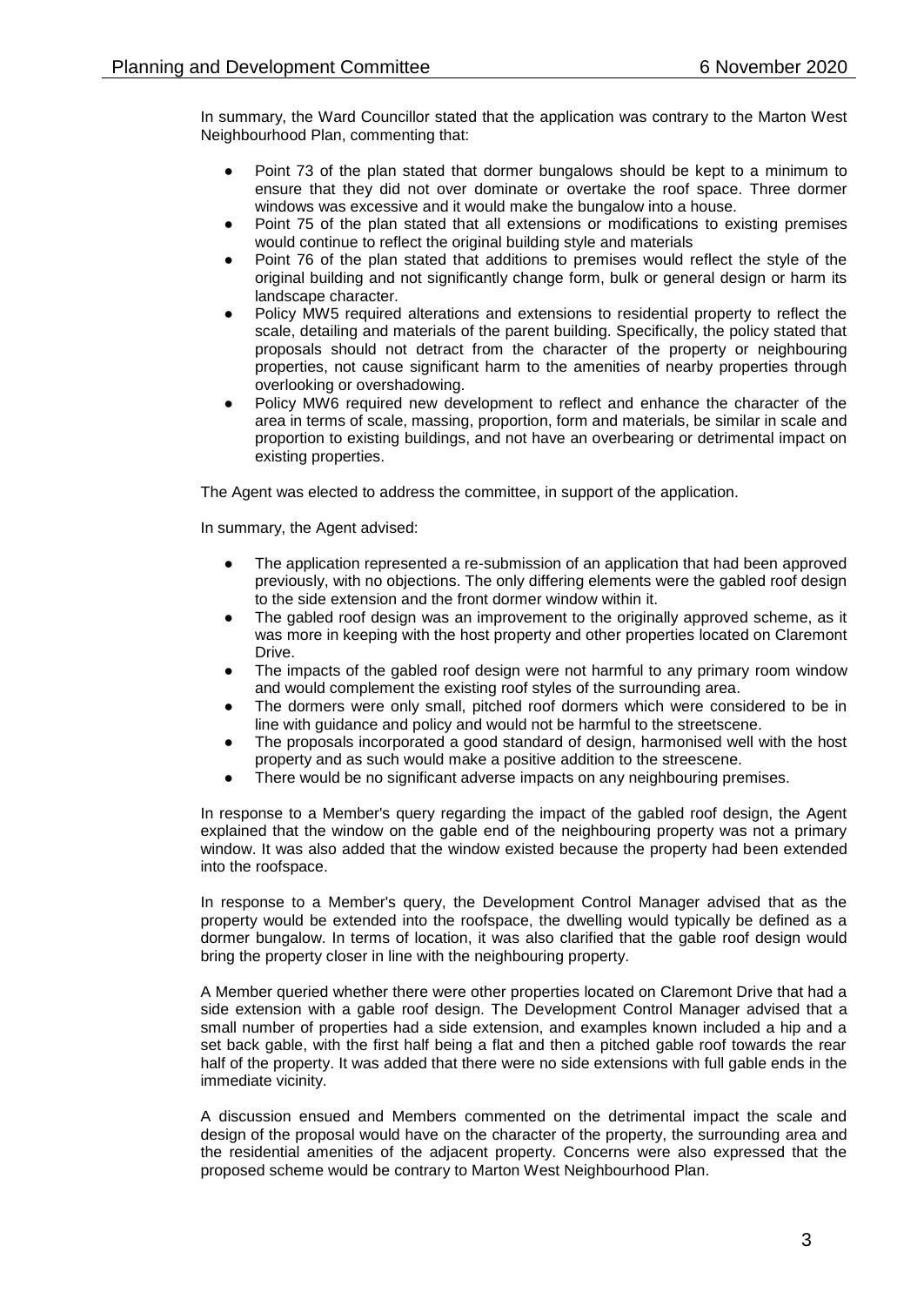In summary, the Ward Councillor stated that the application was contrary to the Marton West Neighbourhood Plan, commenting that:

- Point 73 of the plan stated that dormer bungalows should be kept to a minimum to ensure that they did not over dominate or overtake the roof space. Three dormer windows was excessive and it would make the bungalow into a house.
- Point 75 of the plan stated that all extensions or modifications to existing premises would continue to reflect the original building style and materials
- Point 76 of the plan stated that additions to premises would reflect the style of the original building and not significantly change form, bulk or general design or harm its landscape character.
- Policy MW5 required alterations and extensions to residential property to reflect the scale, detailing and materials of the parent building. Specifically, the policy stated that proposals should not detract from the character of the property or neighbouring properties, not cause significant harm to the amenities of nearby properties through overlooking or overshadowing.
- Policy MW6 required new development to reflect and enhance the character of the area in terms of scale, massing, proportion, form and materials, be similar in scale and proportion to existing buildings, and not have an overbearing or detrimental impact on existing properties.

The Agent was elected to address the committee, in support of the application.

In summary, the Agent advised:

- The application represented a re-submission of an application that had been approved previously, with no objections. The only differing elements were the gabled roof design to the side extension and the front dormer window within it.
- The gabled roof design was an improvement to the originally approved scheme, as it was more in keeping with the host property and other properties located on Claremont Drive.
- The impacts of the gabled roof design were not harmful to any primary room window and would complement the existing roof styles of the surrounding area.
- The dormers were only small, pitched roof dormers which were considered to be in line with guidance and policy and would not be harmful to the streetscene.
- The proposals incorporated a good standard of design, harmonised well with the host property and as such would make a positive addition to the streescene.
- There would be no significant adverse impacts on any neighbouring premises.

In response to a Member's query regarding the impact of the gabled roof design, the Agent explained that the window on the gable end of the neighbouring property was not a primary window. It was also added that the window existed because the property had been extended into the roofspace.

In response to a Member's query, the Development Control Manager advised that as the property would be extended into the roofspace, the dwelling would typically be defined as a dormer bungalow. In terms of location, it was also clarified that the gable roof design would bring the property closer in line with the neighbouring property.

A Member queried whether there were other properties located on Claremont Drive that had a side extension with a gable roof design. The Development Control Manager advised that a small number of properties had a side extension, and examples known included a hip and a set back gable, with the first half being a flat and then a pitched gable roof towards the rear half of the property. It was added that there were no side extensions with full gable ends in the immediate vicinity.

A discussion ensued and Members commented on the detrimental impact the scale and design of the proposal would have on the character of the property, the surrounding area and the residential amenities of the adjacent property. Concerns were also expressed that the proposed scheme would be contrary to Marton West Neighbourhood Plan.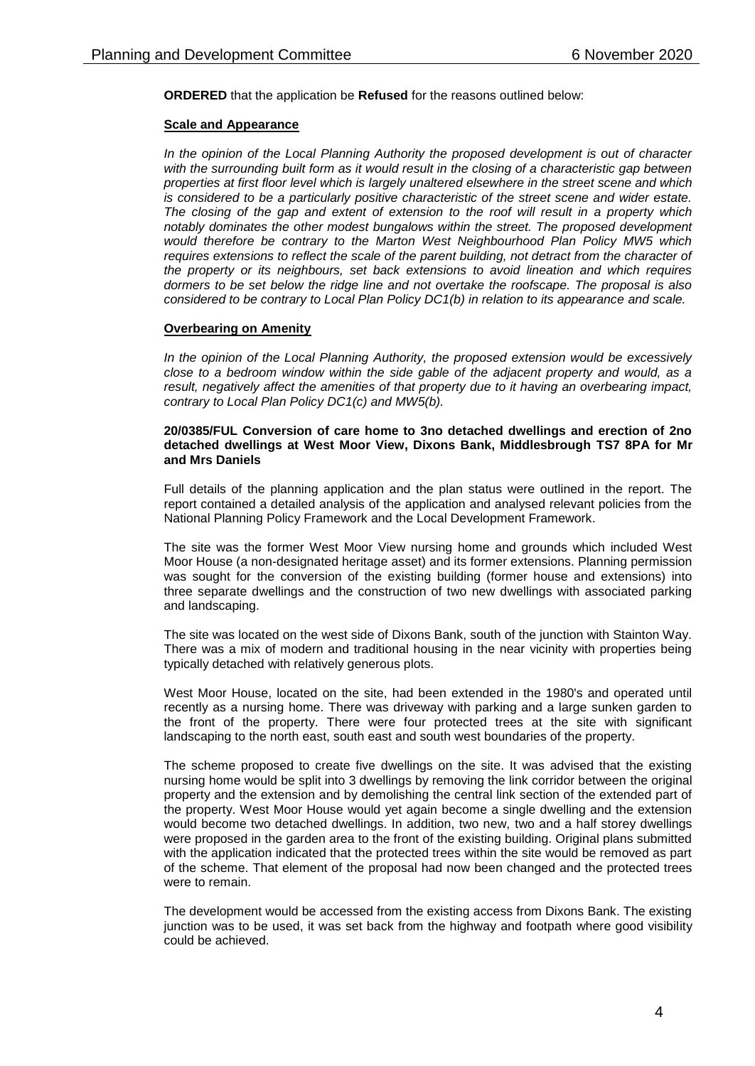**ORDERED** that the application be **Refused** for the reasons outlined below:

**Scale and Appearance**

*In the opinion of the Local Planning Authority the proposed development is out of character with the surrounding built form as it would result in the closing of a characteristic gap between properties at first floor level which is largely unaltered elsewhere in the street scene and which is considered to be a particularly positive characteristic of the street scene and wider estate. The closing of the gap and extent of extension to the roof will result in a property which notably dominates the other modest bungalows within the street. The proposed development would therefore be contrary to the Marton West Neighbourhood Plan Policy MW5 which requires extensions to reflect the scale of the parent building, not detract from the character of the property or its neighbours, set back extensions to avoid lineation and which requires dormers to be set below the ridge line and not overtake the roofscape. The proposal is also considered to be contrary to Local Plan Policy DC1(b) in relation to its appearance and scale.*

**Overbearing on Amenity**

*In the opinion of the Local Planning Authority, the proposed extension would be excessively close to a bedroom window within the side gable of the adjacent property and would, as a result, negatively affect the amenities of that property due to it having an overbearing impact, contrary to Local Plan Policy DC1(c) and MW5(b).*

**20/0385/FUL Conversion of care home to 3no detached dwellings and erection of 2no detached dwellings at West Moor View, Dixons Bank, Middlesbrough TS7 8PA for Mr and Mrs Daniels**

Full details of the planning application and the plan status were outlined in the report. The report contained a detailed analysis of the application and analysed relevant policies from the National Planning Policy Framework and the Local Development Framework.

The site was the former West Moor View nursing home and grounds which included West Moor House (a non-designated heritage asset) and its former extensions. Planning permission was sought for the conversion of the existing building (former house and extensions) into three separate dwellings and the construction of two new dwellings with associated parking and landscaping.

The site was located on the west side of Dixons Bank, south of the junction with Stainton Way. There was a mix of modern and traditional housing in the near vicinity with properties being typically detached with relatively generous plots.

West Moor House, located on the site, had been extended in the 1980's and operated until recently as a nursing home. There was driveway with parking and a large sunken garden to the front of the property. There were four protected trees at the site with significant landscaping to the north east, south east and south west boundaries of the property.

The scheme proposed to create five dwellings on the site. It was advised that the existing nursing home would be split into 3 dwellings by removing the link corridor between the original property and the extension and by demolishing the central link section of the extended part of the property. West Moor House would yet again become a single dwelling and the extension would become two detached dwellings. In addition, two new, two and a half storey dwellings were proposed in the garden area to the front of the existing building. Original plans submitted with the application indicated that the protected trees within the site would be removed as part of the scheme. That element of the proposal had now been changed and the protected trees were to remain.

The development would be accessed from the existing access from Dixons Bank. The existing junction was to be used, it was set back from the highway and footpath where good visibility could be achieved.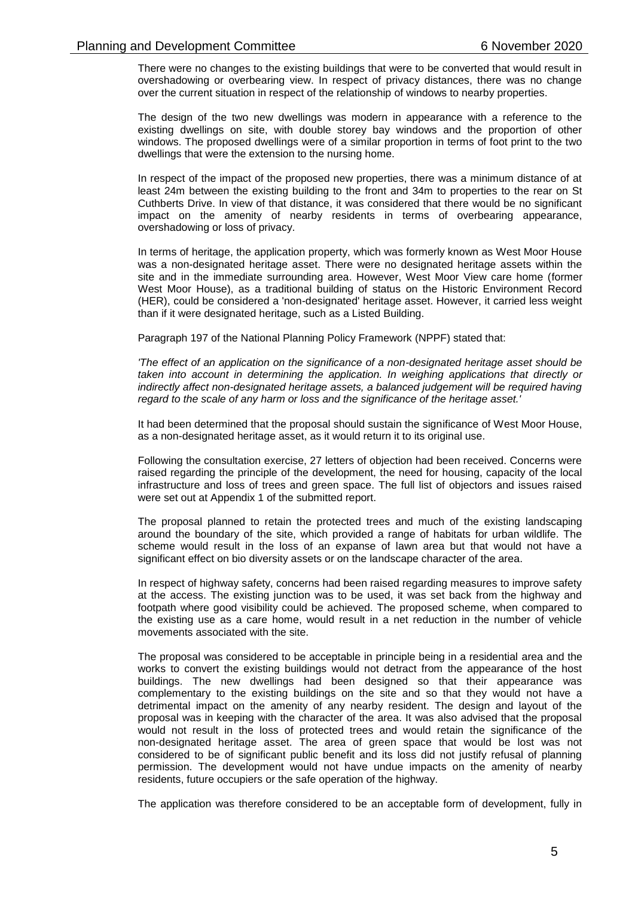There were no changes to the existing buildings that were to be converted that would result in overshadowing or overbearing view. In respect of privacy distances, there was no change over the current situation in respect of the relationship of windows to nearby properties.

The design of the two new dwellings was modern in appearance with a reference to the existing dwellings on site, with double storey bay windows and the proportion of other windows. The proposed dwellings were of a similar proportion in terms of foot print to the two dwellings that were the extension to the nursing home.

In respect of the impact of the proposed new properties, there was a minimum distance of at least 24m between the existing building to the front and 34m to properties to the rear on St Cuthberts Drive. In view of that distance, it was considered that there would be no significant impact on the amenity of nearby residents in terms of overbearing appearance, overshadowing or loss of privacy.

In terms of heritage, the application property, which was formerly known as West Moor House was a non-designated heritage asset. There were no designated heritage assets within the site and in the immediate surrounding area. However, West Moor View care home (former West Moor House), as a traditional building of status on the Historic Environment Record (HER), could be considered a 'non-designated' heritage asset. However, it carried less weight than if it were designated heritage, such as a Listed Building.

Paragraph 197 of the National Planning Policy Framework (NPPF) stated that:

*'The effect of an application on the significance of a non-designated heritage asset should be taken into account in determining the application. In weighing applications that directly or indirectly affect non-designated heritage assets, a balanced judgement will be required having regard to the scale of any harm or loss and the significance of the heritage asset.'*

It had been determined that the proposal should sustain the significance of West Moor House, as a non-designated heritage asset, as it would return it to its original use.

Following the consultation exercise, 27 letters of objection had been received. Concerns were raised regarding the principle of the development, the need for housing, capacity of the local infrastructure and loss of trees and green space. The full list of objectors and issues raised were set out at Appendix 1 of the submitted report.

The proposal planned to retain the protected trees and much of the existing landscaping around the boundary of the site, which provided a range of habitats for urban wildlife. The scheme would result in the loss of an expanse of lawn area but that would not have a significant effect on bio diversity assets or on the landscape character of the area.

In respect of highway safety, concerns had been raised regarding measures to improve safety at the access. The existing junction was to be used, it was set back from the highway and footpath where good visibility could be achieved. The proposed scheme, when compared to the existing use as a care home, would result in a net reduction in the number of vehicle movements associated with the site.

The proposal was considered to be acceptable in principle being in a residential area and the works to convert the existing buildings would not detract from the appearance of the host buildings. The new dwellings had been designed so that their appearance was complementary to the existing buildings on the site and so that they would not have a detrimental impact on the amenity of any nearby resident. The design and layout of the proposal was in keeping with the character of the area. It was also advised that the proposal would not result in the loss of protected trees and would retain the significance of the non-designated heritage asset. The area of green space that would be lost was not considered to be of significant public benefit and its loss did not justify refusal of planning permission. The development would not have undue impacts on the amenity of nearby residents, future occupiers or the safe operation of the highway.

The application was therefore considered to be an acceptable form of development, fully in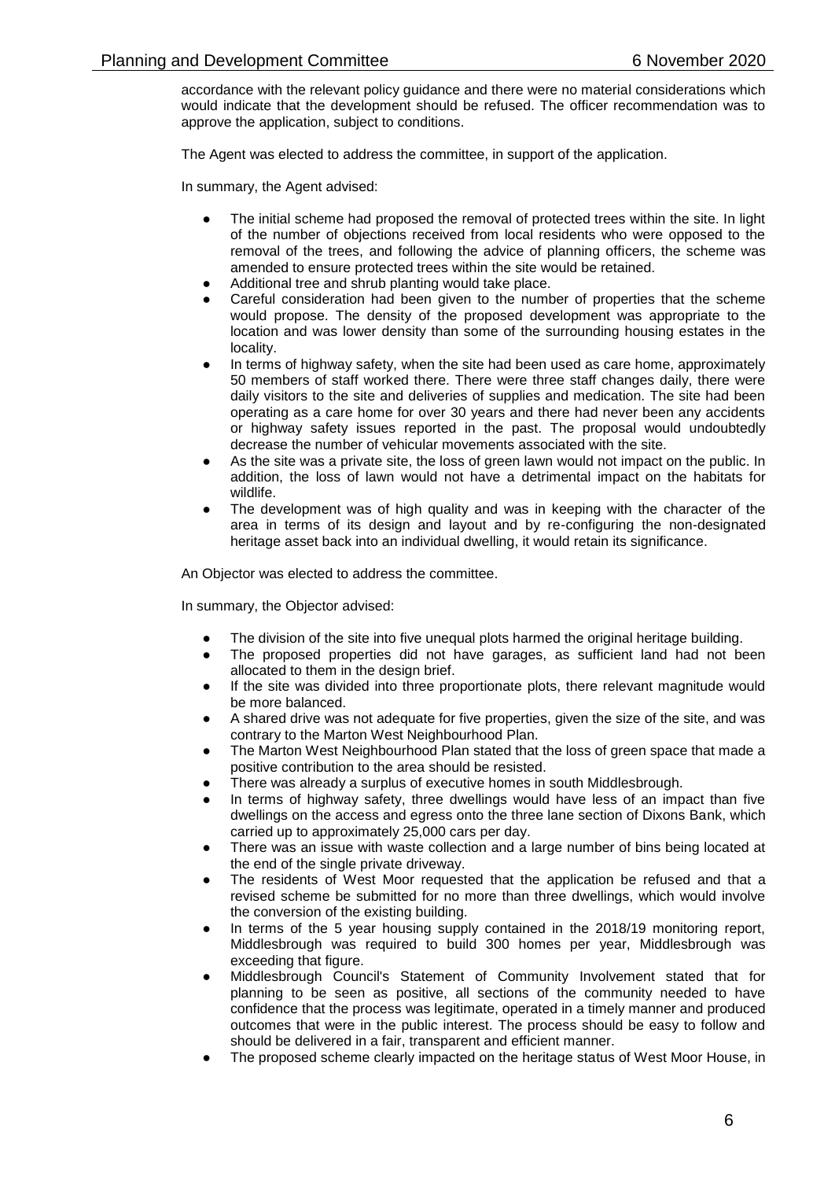accordance with the relevant policy guidance and there were no material considerations which would indicate that the development should be refused. The officer recommendation was to approve the application, subject to conditions.

The Agent was elected to address the committee, in support of the application.

In summary, the Agent advised:

- The initial scheme had proposed the removal of protected trees within the site. In light of the number of objections received from local residents who were opposed to the removal of the trees, and following the advice of planning officers, the scheme was amended to ensure protected trees within the site would be retained.
- Additional tree and shrub planting would take place.
- Careful consideration had been given to the number of properties that the scheme would propose. The density of the proposed development was appropriate to the location and was lower density than some of the surrounding housing estates in the locality.
- In terms of highway safety, when the site had been used as care home, approximately 50 members of staff worked there. There were three staff changes daily, there were daily visitors to the site and deliveries of supplies and medication. The site had been operating as a care home for over 30 years and there had never been any accidents or highway safety issues reported in the past. The proposal would undoubtedly decrease the number of vehicular movements associated with the site.
- As the site was a private site, the loss of green lawn would not impact on the public. In addition, the loss of lawn would not have a detrimental impact on the habitats for wildlife.
- The development was of high quality and was in keeping with the character of the area in terms of its design and layout and by re-configuring the non-designated heritage asset back into an individual dwelling, it would retain its significance.

An Objector was elected to address the committee.

In summary, the Objector advised:

- The division of the site into five unequal plots harmed the original heritage building.
- The proposed properties did not have garages, as sufficient land had not been allocated to them in the design brief.
- If the site was divided into three proportionate plots, there relevant magnitude would be more balanced.
- A shared drive was not adequate for five properties, given the size of the site, and was contrary to the Marton West Neighbourhood Plan.
- The Marton West Neighbourhood Plan stated that the loss of green space that made a positive contribution to the area should be resisted.
- There was already a surplus of executive homes in south Middlesbrough.
- In terms of highway safety, three dwellings would have less of an impact than five dwellings on the access and egress onto the three lane section of Dixons Bank, which carried up to approximately 25,000 cars per day.
- There was an issue with waste collection and a large number of bins being located at the end of the single private driveway.
- The residents of West Moor requested that the application be refused and that a revised scheme be submitted for no more than three dwellings, which would involve the conversion of the existing building.
- In terms of the 5 year housing supply contained in the 2018/19 monitoring report, Middlesbrough was required to build 300 homes per year, Middlesbrough was exceeding that figure.
- Middlesbrough Council's Statement of Community Involvement stated that for planning to be seen as positive, all sections of the community needed to have confidence that the process was legitimate, operated in a timely manner and produced outcomes that were in the public interest. The process should be easy to follow and should be delivered in a fair, transparent and efficient manner.
- The proposed scheme clearly impacted on the heritage status of West Moor House, in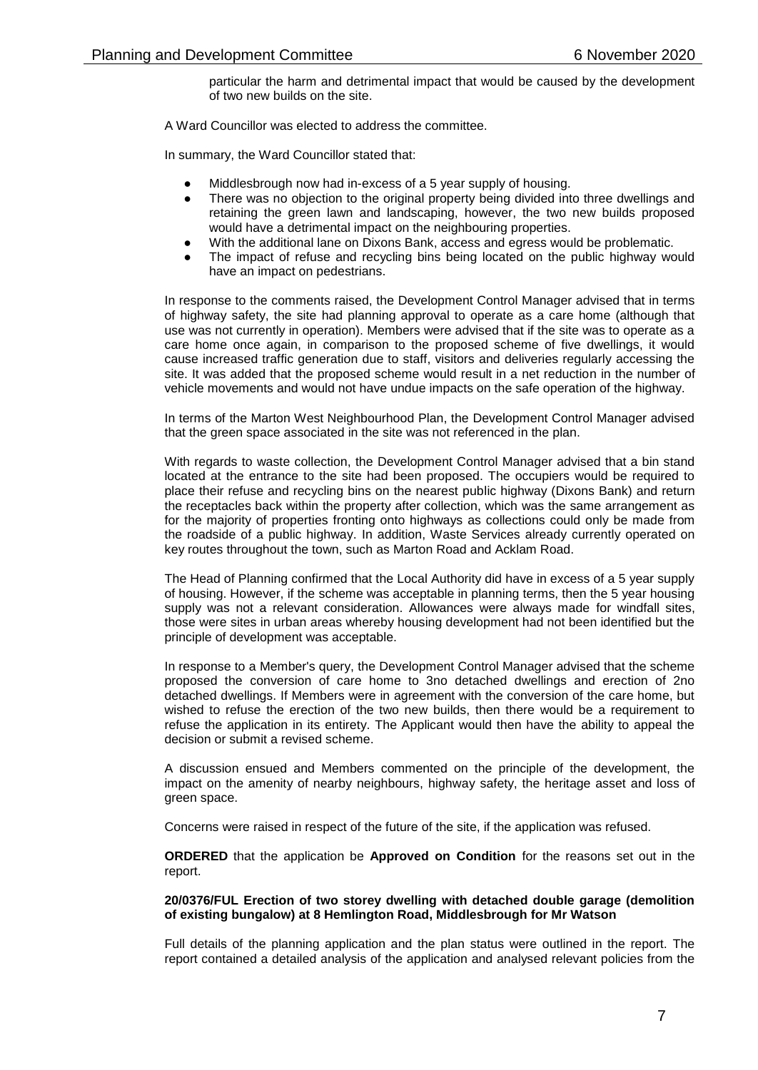particular the harm and detrimental impact that would be caused by the development of two new builds on the site.

A Ward Councillor was elected to address the committee.

In summary, the Ward Councillor stated that:

- Middlesbrough now had in-excess of a 5 year supply of housing.
- There was no objection to the original property being divided into three dwellings and retaining the green lawn and landscaping, however, the two new builds proposed would have a detrimental impact on the neighbouring properties.
- With the additional lane on Dixons Bank, access and egress would be problematic.
- The impact of refuse and recycling bins being located on the public highway would have an impact on pedestrians.

In response to the comments raised, the Development Control Manager advised that in terms of highway safety, the site had planning approval to operate as a care home (although that use was not currently in operation). Members were advised that if the site was to operate as a care home once again, in comparison to the proposed scheme of five dwellings, it would cause increased traffic generation due to staff, visitors and deliveries regularly accessing the site. It was added that the proposed scheme would result in a net reduction in the number of vehicle movements and would not have undue impacts on the safe operation of the highway.

In terms of the Marton West Neighbourhood Plan, the Development Control Manager advised that the green space associated in the site was not referenced in the plan.

With regards to waste collection, the Development Control Manager advised that a bin stand located at the entrance to the site had been proposed. The occupiers would be required to place their refuse and recycling bins on the nearest public highway (Dixons Bank) and return the receptacles back within the property after collection, which was the same arrangement as for the majority of properties fronting onto highways as collections could only be made from the roadside of a public highway. In addition, Waste Services already currently operated on key routes throughout the town, such as Marton Road and Acklam Road.

The Head of Planning confirmed that the Local Authority did have in excess of a 5 year supply of housing. However, if the scheme was acceptable in planning terms, then the 5 year housing supply was not a relevant consideration. Allowances were always made for windfall sites, those were sites in urban areas whereby housing development had not been identified but the principle of development was acceptable.

In response to a Member's query, the Development Control Manager advised that the scheme proposed the conversion of care home to 3no detached dwellings and erection of 2no detached dwellings. If Members were in agreement with the conversion of the care home, but wished to refuse the erection of the two new builds, then there would be a requirement to refuse the application in its entirety. The Applicant would then have the ability to appeal the decision or submit a revised scheme.

A discussion ensued and Members commented on the principle of the development, the impact on the amenity of nearby neighbours, highway safety, the heritage asset and loss of green space.

Concerns were raised in respect of the future of the site, if the application was refused.

**ORDERED** that the application be **Approved on Condition** for the reasons set out in the report.

**20/0376/FUL Erection of two storey dwelling with detached double garage (demolition of existing bungalow) at 8 Hemlington Road, Middlesbrough for Mr Watson**

Full details of the planning application and the plan status were outlined in the report. The report contained a detailed analysis of the application and analysed relevant policies from the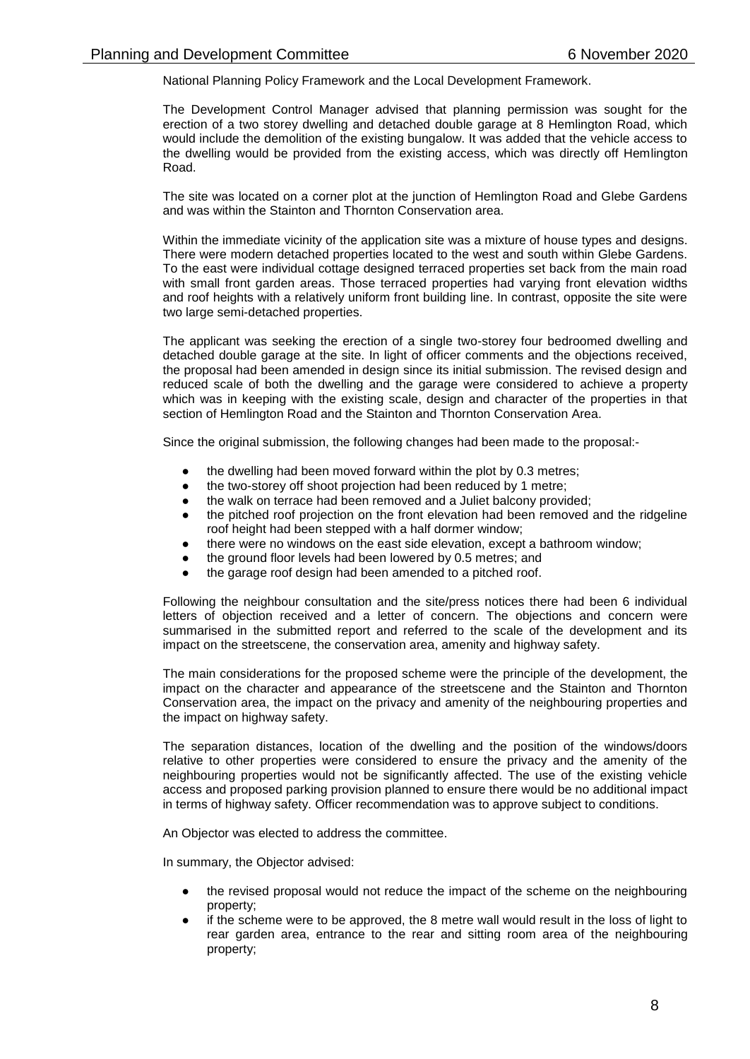National Planning Policy Framework and the Local Development Framework.

The Development Control Manager advised that planning permission was sought for the erection of a two storey dwelling and detached double garage at 8 Hemlington Road, which would include the demolition of the existing bungalow. It was added that the vehicle access to the dwelling would be provided from the existing access, which was directly off Hemlington Road.

The site was located on a corner plot at the junction of Hemlington Road and Glebe Gardens and was within the Stainton and Thornton Conservation area.

Within the immediate vicinity of the application site was a mixture of house types and designs. There were modern detached properties located to the west and south within Glebe Gardens. To the east were individual cottage designed terraced properties set back from the main road with small front garden areas. Those terraced properties had varying front elevation widths and roof heights with a relatively uniform front building line. In contrast, opposite the site were two large semi-detached properties.

The applicant was seeking the erection of a single two-storey four bedroomed dwelling and detached double garage at the site. In light of officer comments and the objections received, the proposal had been amended in design since its initial submission. The revised design and reduced scale of both the dwelling and the garage were considered to achieve a property which was in keeping with the existing scale, design and character of the properties in that section of Hemlington Road and the Stainton and Thornton Conservation Area.

Since the original submission, the following changes had been made to the proposal:-

- the dwelling had been moved forward within the plot by 0.3 metres;
- the two-storey off shoot projection had been reduced by 1 metre;
- the walk on terrace had been removed and a Juliet balcony provided;
- the pitched roof projection on the front elevation had been removed and the ridgeline roof height had been stepped with a half dormer window;
- there were no windows on the east side elevation, except a bathroom window;
- the ground floor levels had been lowered by 0.5 metres; and
- the garage roof design had been amended to a pitched roof.

Following the neighbour consultation and the site/press notices there had been 6 individual letters of objection received and a letter of concern. The objections and concern were summarised in the submitted report and referred to the scale of the development and its impact on the streetscene, the conservation area, amenity and highway safety.

The main considerations for the proposed scheme were the principle of the development, the impact on the character and appearance of the streetscene and the Stainton and Thornton Conservation area, the impact on the privacy and amenity of the neighbouring properties and the impact on highway safety.

The separation distances, location of the dwelling and the position of the windows/doors relative to other properties were considered to ensure the privacy and the amenity of the neighbouring properties would not be significantly affected. The use of the existing vehicle access and proposed parking provision planned to ensure there would be no additional impact in terms of highway safety. Officer recommendation was to approve subject to conditions.

An Objector was elected to address the committee.

In summary, the Objector advised:

- the revised proposal would not reduce the impact of the scheme on the neighbouring property;
- if the scheme were to be approved, the 8 metre wall would result in the loss of light to rear garden area, entrance to the rear and sitting room area of the neighbouring property;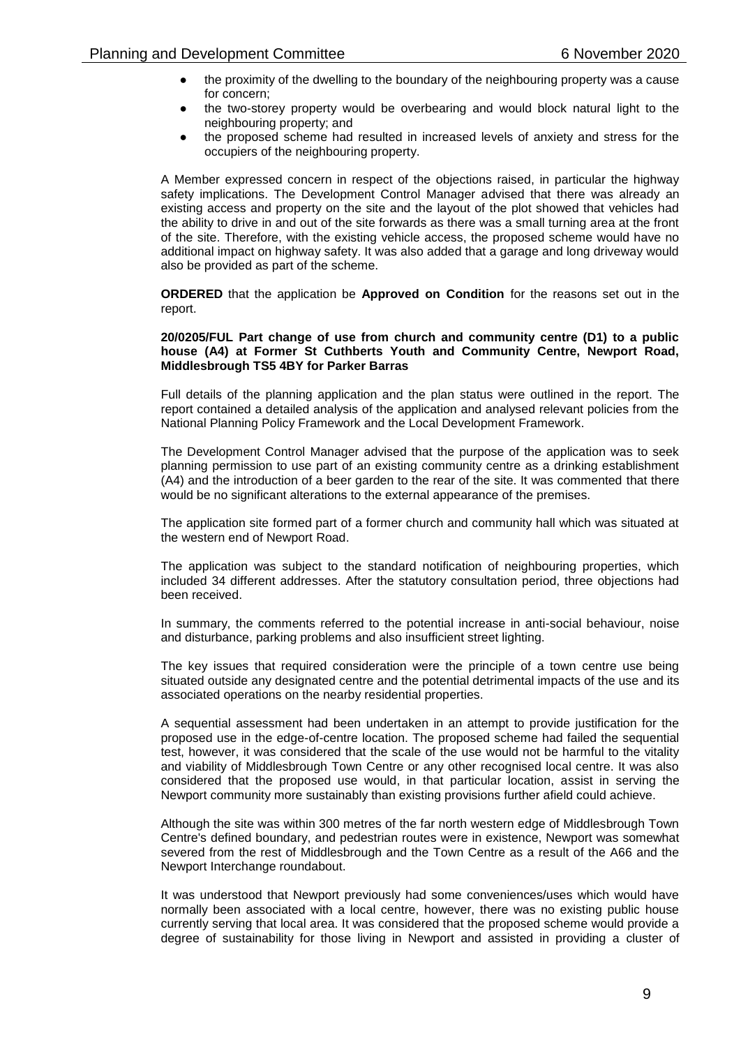- the proximity of the dwelling to the boundary of the neighbouring property was a cause for concern;
- the two-storey property would be overbearing and would block natural light to the neighbouring property; and
- the proposed scheme had resulted in increased levels of anxiety and stress for the occupiers of the neighbouring property.

A Member expressed concern in respect of the objections raised, in particular the highway safety implications. The Development Control Manager advised that there was already an existing access and property on the site and the layout of the plot showed that vehicles had the ability to drive in and out of the site forwards as there was a small turning area at the front of the site. Therefore, with the existing vehicle access, the proposed scheme would have no additional impact on highway safety. It was also added that a garage and long driveway would also be provided as part of the scheme.

**ORDERED** that the application be **Approved on Condition** for the reasons set out in the report.

**20/0205/FUL Part change of use from church and community centre (D1) to a public house (A4) at Former St Cuthberts Youth and Community Centre, Newport Road, Middlesbrough TS5 4BY for Parker Barras**

Full details of the planning application and the plan status were outlined in the report. The report contained a detailed analysis of the application and analysed relevant policies from the National Planning Policy Framework and the Local Development Framework.

The Development Control Manager advised that the purpose of the application was to seek planning permission to use part of an existing community centre as a drinking establishment (A4) and the introduction of a beer garden to the rear of the site. It was commented that there would be no significant alterations to the external appearance of the premises.

The application site formed part of a former church and community hall which was situated at the western end of Newport Road.

The application was subject to the standard notification of neighbouring properties, which included 34 different addresses. After the statutory consultation period, three objections had been received.

In summary, the comments referred to the potential increase in anti-social behaviour, noise and disturbance, parking problems and also insufficient street lighting.

The key issues that required consideration were the principle of a town centre use being situated outside any designated centre and the potential detrimental impacts of the use and its associated operations on the nearby residential properties.

A sequential assessment had been undertaken in an attempt to provide justification for the proposed use in the edge-of-centre location. The proposed scheme had failed the sequential test, however, it was considered that the scale of the use would not be harmful to the vitality and viability of Middlesbrough Town Centre or any other recognised local centre. It was also considered that the proposed use would, in that particular location, assist in serving the Newport community more sustainably than existing provisions further afield could achieve.

Although the site was within 300 metres of the far north western edge of Middlesbrough Town Centre's defined boundary, and pedestrian routes were in existence, Newport was somewhat severed from the rest of Middlesbrough and the Town Centre as a result of the A66 and the Newport Interchange roundabout.

It was understood that Newport previously had some conveniences/uses which would have normally been associated with a local centre, however, there was no existing public house currently serving that local area. It was considered that the proposed scheme would provide a degree of sustainability for those living in Newport and assisted in providing a cluster of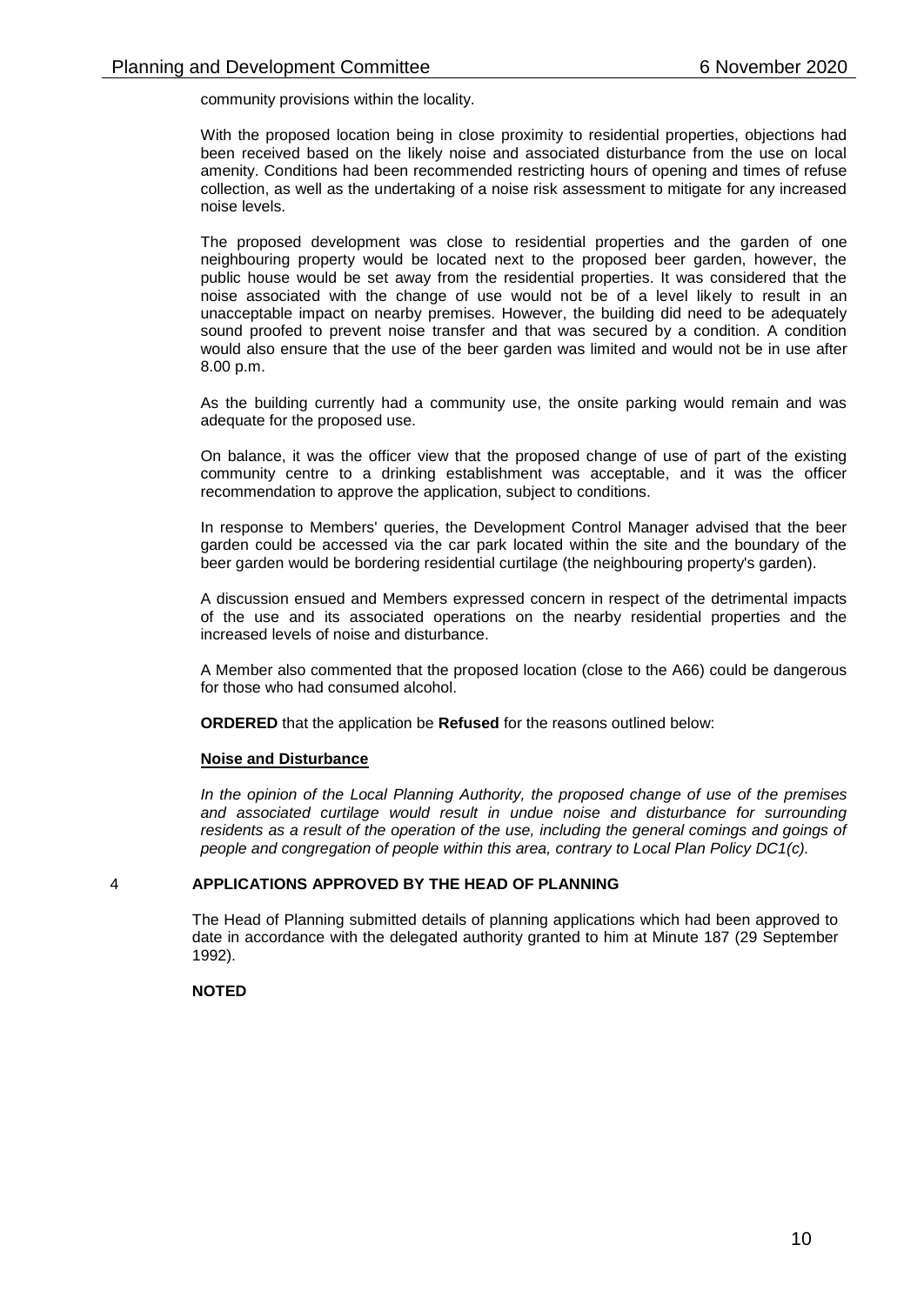community provisions within the locality.

With the proposed location being in close proximity to residential properties, objections had been received based on the likely noise and associated disturbance from the use on local amenity. Conditions had been recommended restricting hours of opening and times of refuse collection, as well as the undertaking of a noise risk assessment to mitigate for any increased noise levels.

The proposed development was close to residential properties and the garden of one neighbouring property would be located next to the proposed beer garden, however, the public house would be set away from the residential properties. It was considered that the noise associated with the change of use would not be of a level likely to result in an unacceptable impact on nearby premises. However, the building did need to be adequately sound proofed to prevent noise transfer and that was secured by a condition. A condition would also ensure that the use of the beer garden was limited and would not be in use after 8.00 p.m.

As the building currently had a community use, the onsite parking would remain and was adequate for the proposed use.

On balance, it was the officer view that the proposed change of use of part of the existing community centre to a drinking establishment was acceptable, and it was the officer recommendation to approve the application, subject to conditions.

In response to Members' queries, the Development Control Manager advised that the beer garden could be accessed via the car park located within the site and the boundary of the beer garden would be bordering residential curtilage (the neighbouring property's garden).

A discussion ensued and Members expressed concern in respect of the detrimental impacts of the use and its associated operations on the nearby residential properties and the increased levels of noise and disturbance.

A Member also commented that the proposed location (close to the A66) could be dangerous for those who had consumed alcohol.

**ORDERED** that the application be **Refused** for the reasons outlined below:

**Noise and Disturbance**

*In the opinion of the Local Planning Authority, the proposed change of use of the premises and associated curtilage would result in undue noise and disturbance for surrounding residents as a result of the operation of the use, including the general comings and goings of people and congregation of people within this area, contrary to Local Plan Policy DC1(c).*

4 **APPLICATIONS APPROVED BY THE HEAD OF PLANNING**

The Head of Planning submitted details of planning applications which had been approved to date in accordance with the delegated authority granted to him at Minute 187 (29 September 1992).

**NOTED**